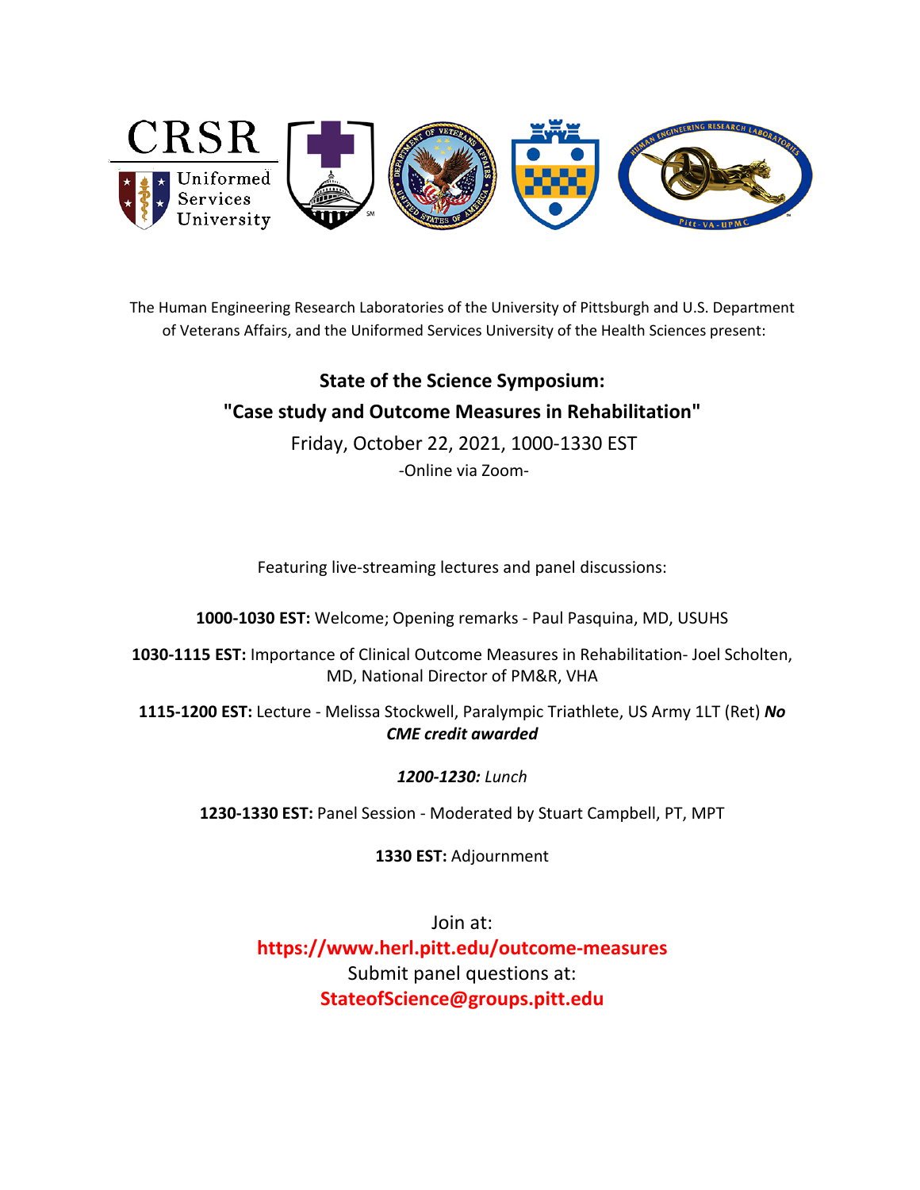CRSR Uniformed Services University

The Human Engineering Research Laboratories of the University of Pittsburgh and U.S. Department of Veterans Affairs, and the Uniformed Services University of the Health Sciences present:

# State of the Science Symposium:

# "Case study and Outcome Measures in Rehabilitation"

Friday, October 22, 2021, 1000-1330 EST

-Online via Zoom-

Featuring live-streaming lectures and panel discussions:

**1000-1030 EST:** Welcome; Opening remarks - Paul Pasquina, MD, USUHS

**1030-1115 EST:** Importance of Clinical Outcome Measures in Rehabilitation- Joel Scholten, MD, National Director of PM&R, VHA

**1115-1200 EST:** Lecture - Melissa Stockwell, Paralympic Triathlete, US Army 1LT (Ret) ***No CME credit awarded***

***1200-1230:*** *Lunch*

**1230-1330 EST:** Panel Session - Moderated by Stuart Campbell, PT, MPT

**1330 EST:** Adjournment

Join at:

**https://www.herl.pitt.edu/outcome-measures**

Submit panel questions at:

**StateofScience@groups.pitt.edu**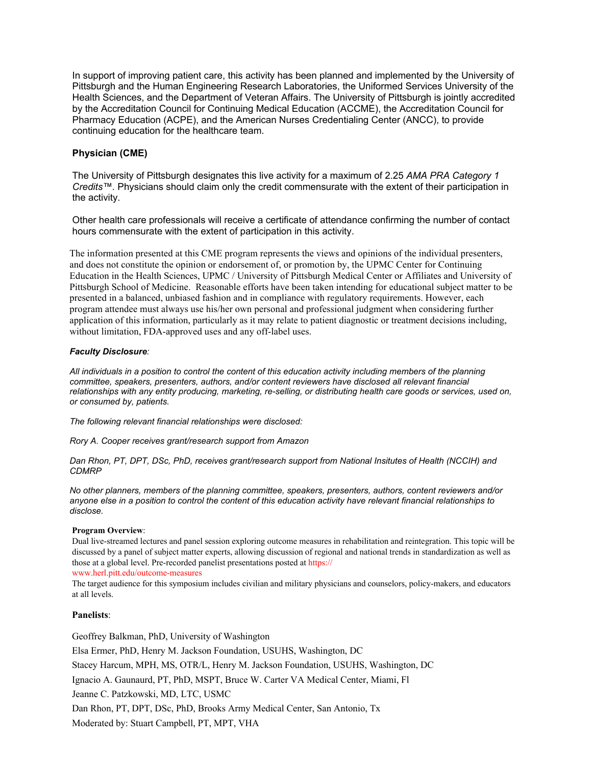In support of improving patient care, this activity has been planned and implemented by the University of Pittsburgh and the Human Engineering Research Laboratories, the Uniformed Services University of the Health Sciences, and the Department of Veteran Affairs. The University of Pittsburgh is jointly accredited by the Accreditation Council for Continuing Medical Education (ACCME), the Accreditation Council for Pharmacy Education (ACPE), and the American Nurses Credentialing Center (ANCC), to provide continuing education for the healthcare team.

### Physician (CME)

The University of Pittsburgh designates this live activity for a maximum of 2.25 *AMA PRA Category 1 Credits™*. Physicians should claim only the credit commensurate with the extent of their participation in the activity.

Other health care professionals will receive a certificate of attendance confirming the number of contact hours commensurate with the extent of participation in this activity.

The information presented at this CME program represents the views and opinions of the individual presenters, and does not constitute the opinion or endorsement of, or promotion by, the UPMC Center for Continuing Education in the Health Sciences, UPMC / University of Pittsburgh Medical Center or Affiliates and University of Pittsburgh School of Medicine. Reasonable efforts have been taken intending for educational subject matter to be presented in a balanced, unbiased fashion and in compliance with regulatory requirements. However, each program attendee must always use his/her own personal and professional judgment when considering further application of this information, particularly as it may relate to patient diagnostic or treatment decisions including, without limitation, FDA-approved uses and any off-label uses.

***Faculty Disclosure**:*

*All individuals in a position to control the content of this education activity including members of the planning committee, speakers, presenters, authors, and/or content reviewers have disclosed all relevant financial relationships with any entity producing, marketing, re-selling, or distributing health care goods or services, used on, or consumed by, patients.*

*The following relevant financial relationships were disclosed:*

*Rory A. Cooper receives grant/research support from Amazon*

*Dan Rhon, PT, DPT, DSc, PhD, receives grant/research support from National Insitutes of Health (NCCIH) and CDMRP*

*No other planners, members of the planning committee, speakers, presenters, authors, content reviewers and/or anyone else in a position to control the content of this education activity have relevant financial relationships to disclose.*

**Program Overview**:
Dual live-streamed lectures and panel session exploring outcome measures in rehabilitation and reintegration. This topic will be discussed by a panel of subject matter experts, allowing discussion of regional and national trends in standardization as well as those at a global level. Pre-recorded panelist presentations posted at https://www.herl.pitt.edu/outcome-measures
The target audience for this symposium includes civilian and military physicians and counselors, policy-makers, and educators at all levels.

**Panelists**:

Geoffrey Balkman, PhD, University of Washington

Elsa Ermer, PhD, Henry M. Jackson Foundation, USUHS, Washington, DC

Stacey Harcum, MPH, MS, OTR/L, Henry M. Jackson Foundation, USUHS, Washington, DC

Ignacio A. Gaunaurd, PT, PhD, MSPT, Bruce W. Carter VA Medical Center, Miami, Fl

Jeanne C. Patzkowski, MD, LTC, USMC

Dan Rhon, PT, DPT, DSc, PhD, Brooks Army Medical Center, San Antonio, Tx

Moderated by: Stuart Campbell, PT, MPT, VHA